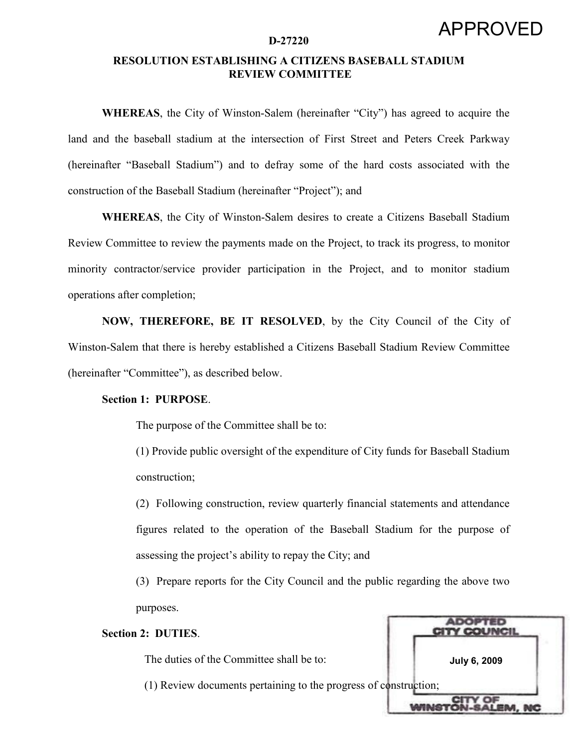APPROVED

**D-27220**

# RESOLUTION ESTABLISHING A CITIZENS BASEBALL STADIUM REVIEW COMMITTEE

**WHEREAS**, the City of Winston-Salem (hereinafter "City") has agreed to acquire the land and the baseball stadium at the intersection of First Street and Peters Creek Parkway (hereinafter "Baseball Stadium") and to defray some of the hard costs associated with the construction of the Baseball Stadium (hereinafter "Project"); and

**WHEREAS**, the City of Winston-Salem desires to create a Citizens Baseball Stadium Review Committee to review the payments made on the Project, to track its progress, to monitor minority contractor/service provider participation in the Project, and to monitor stadium operations after completion;

**NOW, THEREFORE, BE IT RESOLVED**, by the City Council of the City of Winston-Salem that there is hereby established a Citizens Baseball Stadium Review Committee (hereinafter "Committee"), as described below.

**Section 1: PURPOSE**.

The purpose of the Committee shall be to:

(1) Provide public oversight of the expenditure of City funds for Baseball Stadium construction;

(2) Following construction, review quarterly financial statements and attendance figures related to the operation of the Baseball Stadium for the purpose of assessing the project's ability to repay the City; and

(3) Prepare reports for the City Council and the public regarding the above two purposes.

**Section 2: DUTIES**.

The duties of the Committee shall be to:

(1) Review documents pertaining to the progress of construction;

ADOPTED CITY COUNCIL
July 6, 2009
CITY OF WINSTON-SALEM, NC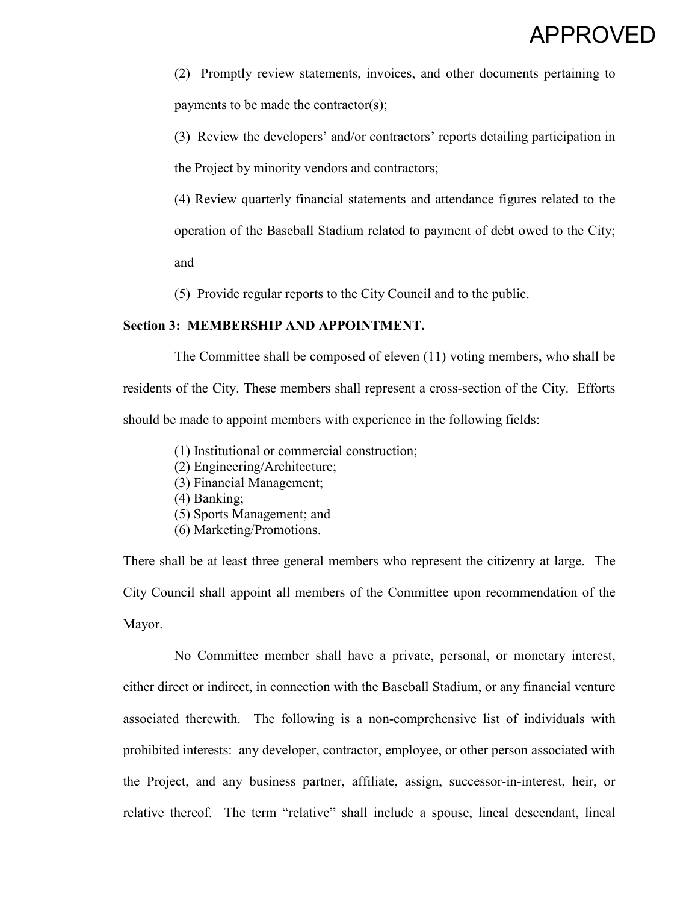APPROVED

(2) Promptly review statements, invoices, and other documents pertaining to payments to be made the contractor(s);

(3) Review the developers' and/or contractors' reports detailing participation in the Project by minority vendors and contractors;

(4) Review quarterly financial statements and attendance figures related to the operation of the Baseball Stadium related to payment of debt owed to the City; and

(5) Provide regular reports to the City Council and to the public.

**Section 3: MEMBERSHIP AND APPOINTMENT.**

The Committee shall be composed of eleven (11) voting members, who shall be residents of the City. These members shall represent a cross-section of the City. Efforts should be made to appoint members with experience in the following fields:

(1) Institutional or commercial construction;
(2) Engineering/Architecture;
(3) Financial Management;
(4) Banking;
(5) Sports Management; and
(6) Marketing/Promotions.

There shall be at least three general members who represent the citizenry at large. The City Council shall appoint all members of the Committee upon recommendation of the Mayor.

No Committee member shall have a private, personal, or monetary interest, either direct or indirect, in connection with the Baseball Stadium, or any financial venture associated therewith. The following is a non-comprehensive list of individuals with prohibited interests: any developer, contractor, employee, or other person associated with the Project, and any business partner, affiliate, assign, successor-in-interest, heir, or relative thereof. The term "relative" shall include a spouse, lineal descendant, lineal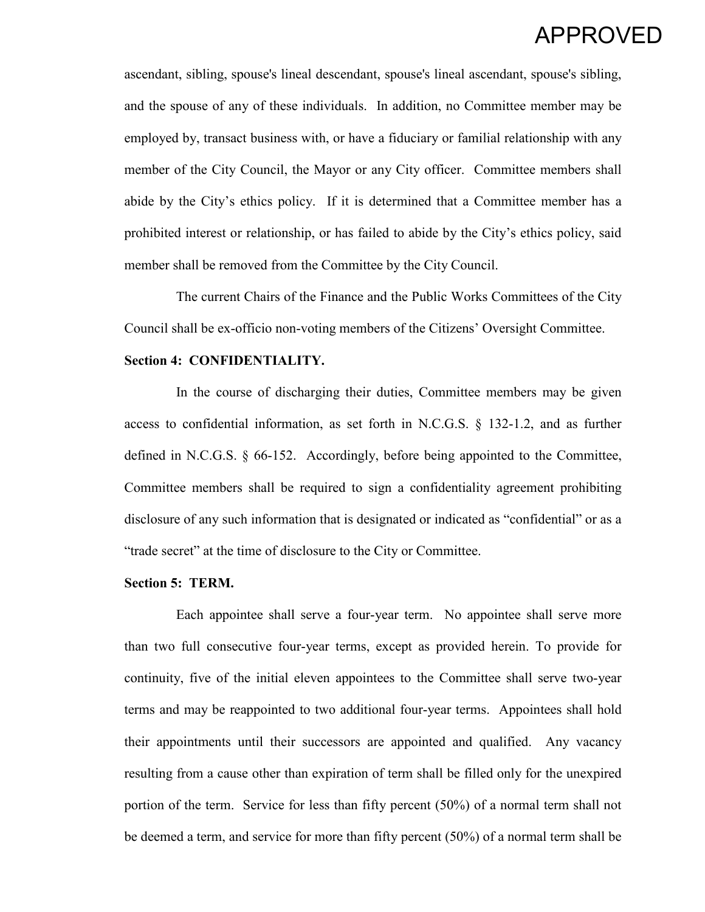APPROVED

ascendant, sibling, spouse's lineal descendant, spouse's lineal ascendant, spouse's sibling, and the spouse of any of these individuals. In addition, no Committee member may be employed by, transact business with, or have a fiduciary or familial relationship with any member of the City Council, the Mayor or any City officer. Committee members shall abide by the City's ethics policy. If it is determined that a Committee member has a prohibited interest or relationship, or has failed to abide by the City's ethics policy, said member shall be removed from the Committee by the City Council.

The current Chairs of the Finance and the Public Works Committees of the City Council shall be ex-officio non-voting members of the Citizens' Oversight Committee.

**Section 4: CONFIDENTIALITY.**

In the course of discharging their duties, Committee members may be given access to confidential information, as set forth in N.C.G.S. § 132-1.2, and as further defined in N.C.G.S. § 66-152. Accordingly, before being appointed to the Committee, Committee members shall be required to sign a confidentiality agreement prohibiting disclosure of any such information that is designated or indicated as "confidential" or as a "trade secret" at the time of disclosure to the City or Committee.

**Section 5: TERM.**

Each appointee shall serve a four-year term. No appointee shall serve more than two full consecutive four-year terms, except as provided herein. To provide for continuity, five of the initial eleven appointees to the Committee shall serve two-year terms and may be reappointed to two additional four-year terms. Appointees shall hold their appointments until their successors are appointed and qualified. Any vacancy resulting from a cause other than expiration of term shall be filled only for the unexpired portion of the term. Service for less than fifty percent (50%) of a normal term shall not be deemed a term, and service for more than fifty percent (50%) of a normal term shall be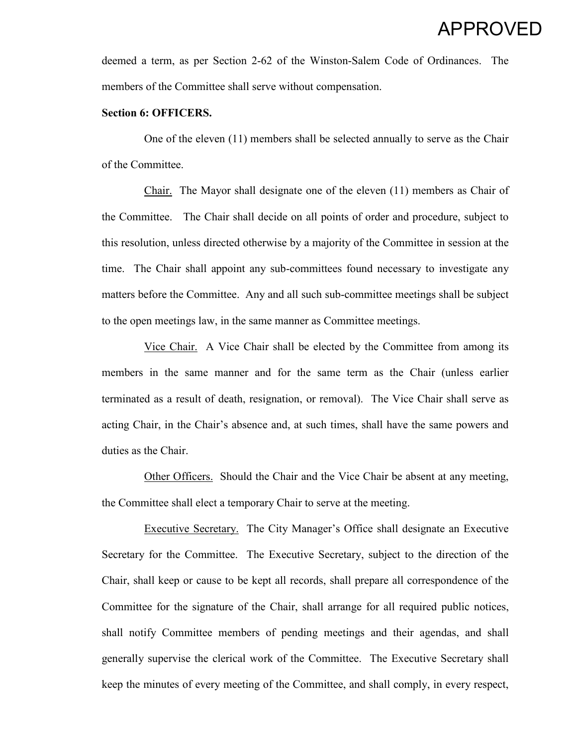deemed a term, as per Section 2-62 of the Winston-Salem Code of Ordinances. The members of the Committee shall serve without compensation.

**Section 6: OFFICERS.**

One of the eleven (11) members shall be selected annually to serve as the Chair of the Committee.

Chair. The Mayor shall designate one of the eleven (11) members as Chair of the Committee. The Chair shall decide on all points of order and procedure, subject to this resolution, unless directed otherwise by a majority of the Committee in session at the time. The Chair shall appoint any sub-committees found necessary to investigate any matters before the Committee. Any and all such sub-committee meetings shall be subject to the open meetings law, in the same manner as Committee meetings.

Vice Chair. A Vice Chair shall be elected by the Committee from among its members in the same manner and for the same term as the Chair (unless earlier terminated as a result of death, resignation, or removal). The Vice Chair shall serve as acting Chair, in the Chair's absence and, at such times, shall have the same powers and duties as the Chair.

Other Officers. Should the Chair and the Vice Chair be absent at any meeting, the Committee shall elect a temporary Chair to serve at the meeting.

Executive Secretary. The City Manager's Office shall designate an Executive Secretary for the Committee. The Executive Secretary, subject to the direction of the Chair, shall keep or cause to be kept all records, shall prepare all correspondence of the Committee for the signature of the Chair, shall arrange for all required public notices, shall notify Committee members of pending meetings and their agendas, and shall generally supervise the clerical work of the Committee. The Executive Secretary shall keep the minutes of every meeting of the Committee, and shall comply, in every respect,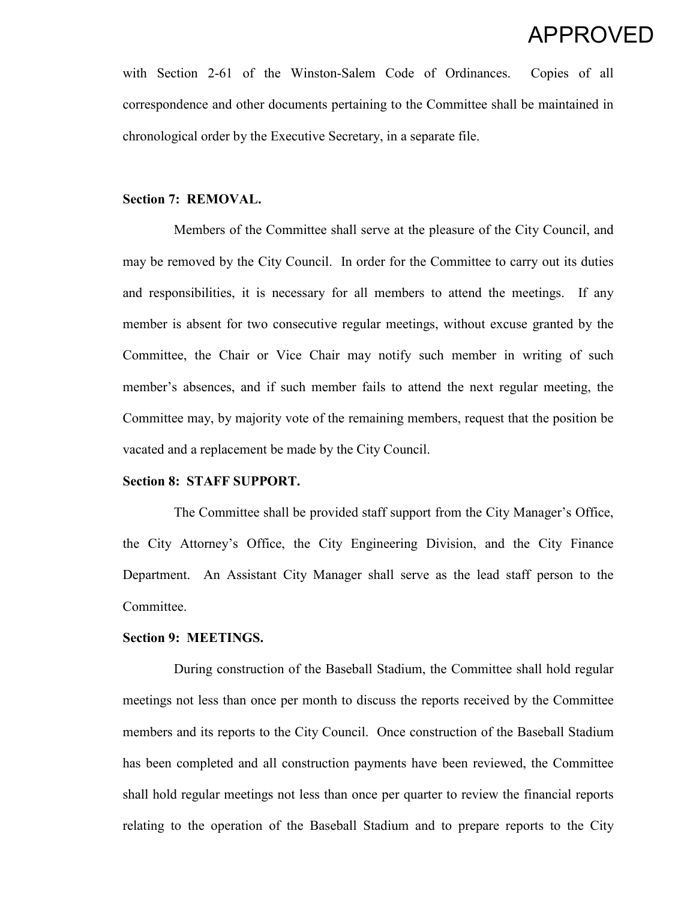with Section 2-61 of the Winston-Salem Code of Ordinances. Copies of all correspondence and other documents pertaining to the Committee shall be maintained in chronological order by the Executive Secretary, in a separate file.

**Section 7: REMOVAL.**

Members of the Committee shall serve at the pleasure of the City Council, and may be removed by the City Council. In order for the Committee to carry out its duties and responsibilities, it is necessary for all members to attend the meetings. If any member is absent for two consecutive regular meetings, without excuse granted by the Committee, the Chair or Vice Chair may notify such member in writing of such member's absences, and if such member fails to attend the next regular meeting, the Committee may, by majority vote of the remaining members, request that the position be vacated and a replacement be made by the City Council.

**Section 8: STAFF SUPPORT.**

The Committee shall be provided staff support from the City Manager's Office, the City Attorney's Office, the City Engineering Division, and the City Finance Department. An Assistant City Manager shall serve as the lead staff person to the Committee.

**Section 9: MEETINGS.**

During construction of the Baseball Stadium, the Committee shall hold regular meetings not less than once per month to discuss the reports received by the Committee members and its reports to the City Council. Once construction of the Baseball Stadium has been completed and all construction payments have been reviewed, the Committee shall hold regular meetings not less than once per quarter to review the financial reports relating to the operation of the Baseball Stadium and to prepare reports to the City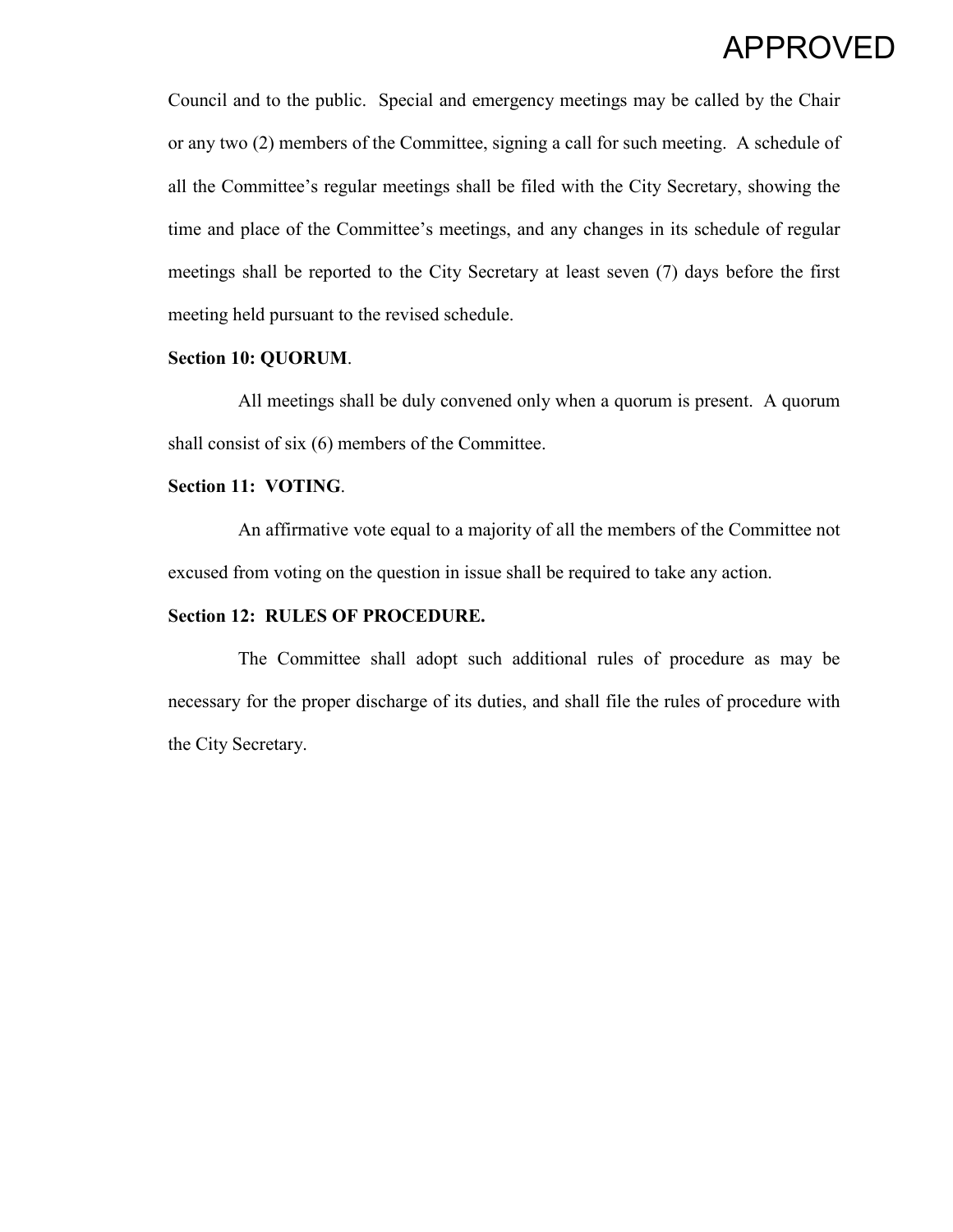APPROVED

Council and to the public. Special and emergency meetings may be called by the Chair or any two (2) members of the Committee, signing a call for such meeting. A schedule of all the Committee's regular meetings shall be filed with the City Secretary, showing the time and place of the Committee's meetings, and any changes in its schedule of regular meetings shall be reported to the City Secretary at least seven (7) days before the first meeting held pursuant to the revised schedule.

**Section 10: QUORUM**.

All meetings shall be duly convened only when a quorum is present. A quorum shall consist of six (6) members of the Committee.

**Section 11: VOTING**.

An affirmative vote equal to a majority of all the members of the Committee not excused from voting on the question in issue shall be required to take any action.

**Section 12: RULES OF PROCEDURE.**

The Committee shall adopt such additional rules of procedure as may be necessary for the proper discharge of its duties, and shall file the rules of procedure with the City Secretary.